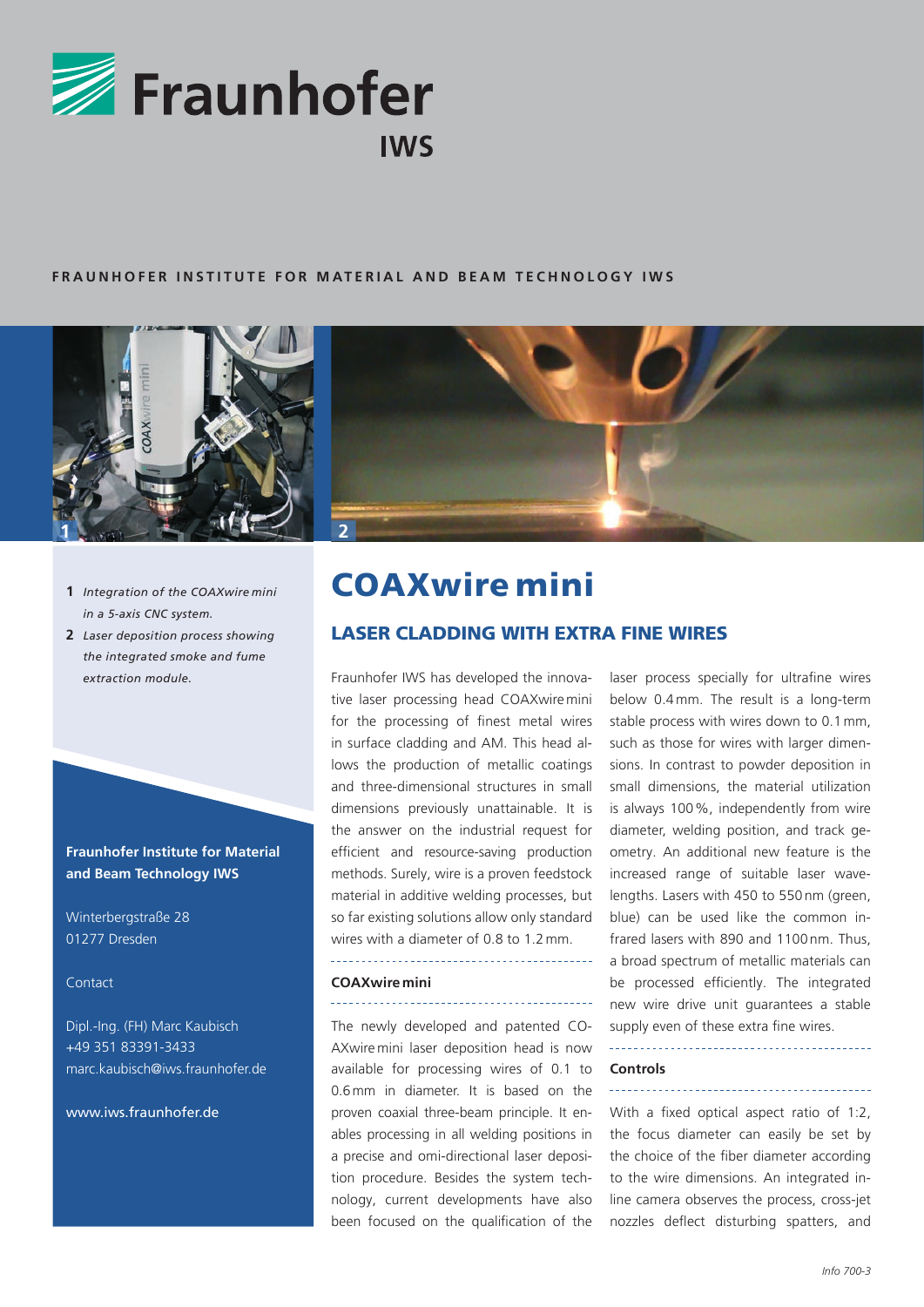# Fraunhofer IWS

**FRAUNHOFER INSTITUTE FOR MATERIAL AND BEAM TECHNOLOGY IWS**

**1** *Integration of the COAXwire mini in a 5-axis CNC system.*

**2** *Laser deposition process showing the integrated smoke and fume extraction module.*

**Fraunhofer Institute for Material and Beam Technology IWS**

Winterbergstraße 28
01277 Dresden

Contact

Dipl.-Ing. (FH) Marc Kaubisch
+49 351 83391-3433
marc.kaubisch@iws.fraunhofer.de

www.iws.fraunhofer.de

# COAXwire mini

## LASER CLADDING WITH EXTRA FINE WIRES

Fraunhofer IWS has developed the innovative laser processing head COAXwire mini for the processing of finest metal wires in surface cladding and AM. This head allows the production of metallic coatings and three-dimensional structures in small dimensions previously unattainable. It is the answer on the industrial request for efficient and resource-saving production methods. Surely, wire is a proven feedstock material in additive welding processes, but so far existing solutions allow only standard wires with a diameter of 0.8 to 1.2 mm.

### COAXwire mini

The newly developed and patented COAXwire mini laser deposition head is now available for processing wires of 0.1 to 0.6 mm in diameter. It is based on the proven coaxial three-beam principle. It enables processing in all welding positions in a precise and omi-directional laser deposition procedure. Besides the system technology, current developments have also been focused on the qualification of the laser process specially for ultrafine wires below 0.4 mm. The result is a long-term stable process with wires down to 0.1 mm, such as those for wires with larger dimensions. In contrast to powder deposition in small dimensions, the material utilization is always 100 %, independently from wire diameter, welding position, and track geometry. An additional new feature is the increased range of suitable laser wavelengths. Lasers with 450 to 550 nm (green, blue) can be used like the common infrared lasers with 890 and 1100 nm. Thus, a broad spectrum of metallic materials can be processed efficiently. The integrated new wire drive unit guarantees a stable supply even of these extra fine wires.

### Controls

With a fixed optical aspect ratio of 1:2, the focus diameter can easily be set by the choice of the fiber diameter according to the wire dimensions. An integrated inline camera observes the process, cross-jet nozzles deflect disturbing spatters, and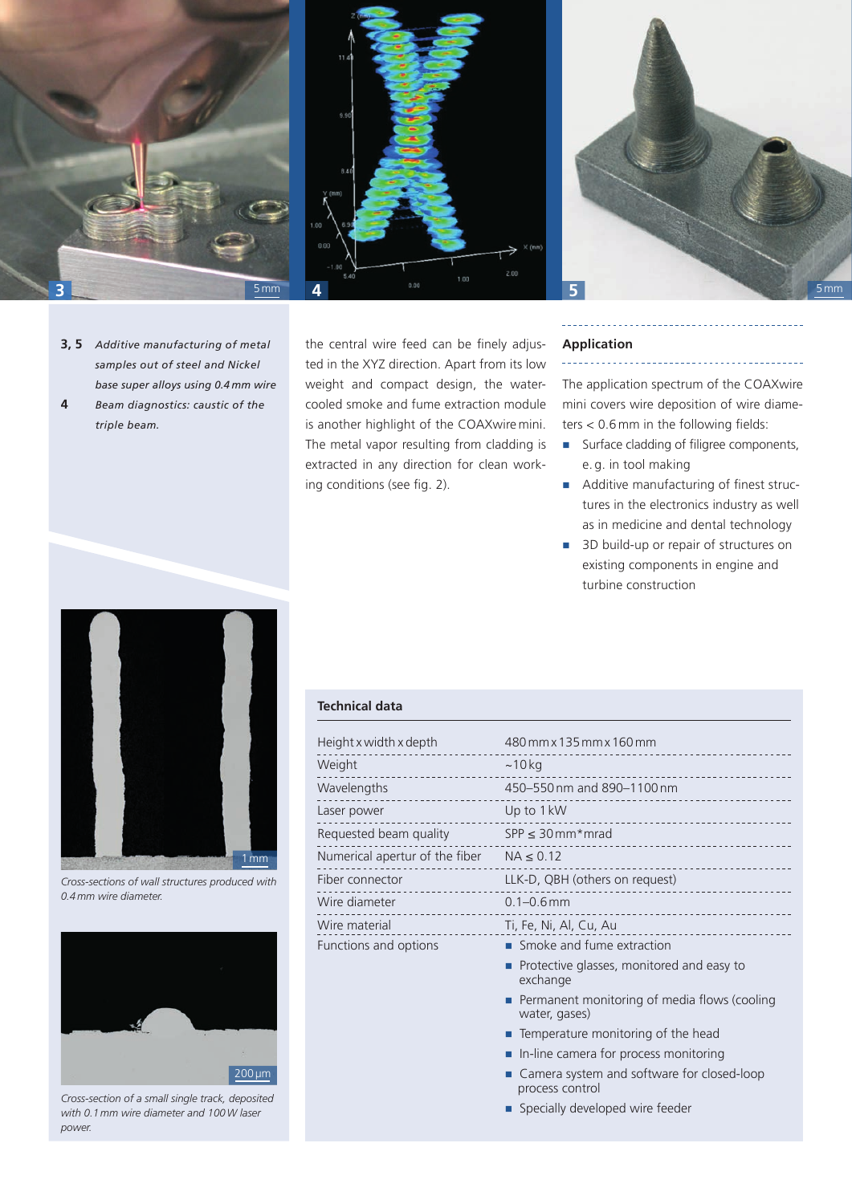**3, 5** *Additive manufacturing of metal samples out of steel and Nickel base super alloys using 0.4 mm wire*

**4** *Beam diagnostics: caustic of the triple beam.*

the central wire feed can be finely adjusted in the XYZ direction. Apart from its low weight and compact design, the water-cooled smoke and fume extraction module is another highlight of the COAXwire mini. The metal vapor resulting from cladding is extracted in any direction for clean working conditions (see fig. 2).

## Application

The application spectrum of the COAXwire mini covers wire deposition of wire diameters < 0.6 mm in the following fields:

- Surface cladding of filigree components, e. g. in tool making
- Additive manufacturing of finest structures in the electronics industry as well as in medicine and dental technology
- 3D build-up or repair of structures on existing components in engine and turbine construction

*Cross-sections of wall structures produced with 0.4 mm wire diameter.*

*Cross-section of a small single track, deposited with 0.1 mm wire diameter and 100 W laser power.*

### Technical data

| | |
|---|---|
| Height x width x depth | 480 mm x 135 mm x 160 mm |
| Weight | ~10 kg |
| Wavelengths | 450–550 nm and 890–1100 nm |
| Laser power | Up to 1 kW |
| Requested beam quality | SPP ≤ 30 mm*mrad |
| Numerical apertur of the fiber | NA ≤ 0.12 |
| Fiber connector | LLK-D, QBH (others on request) |
| Wire diameter | 0.1–0.6 mm |
| Wire material | Ti, Fe, Ni, Al, Cu, Au |
| Functions and options | ■ Smoke and fume extraction<br>■ Protective glasses, monitored and easy to exchange<br>■ Permanent monitoring of media flows (cooling water, gases)<br>■ Temperature monitoring of the head<br>■ In-line camera for process monitoring<br>■ Camera system and software for closed-loop process control<br>■ Specially developed wire feeder |